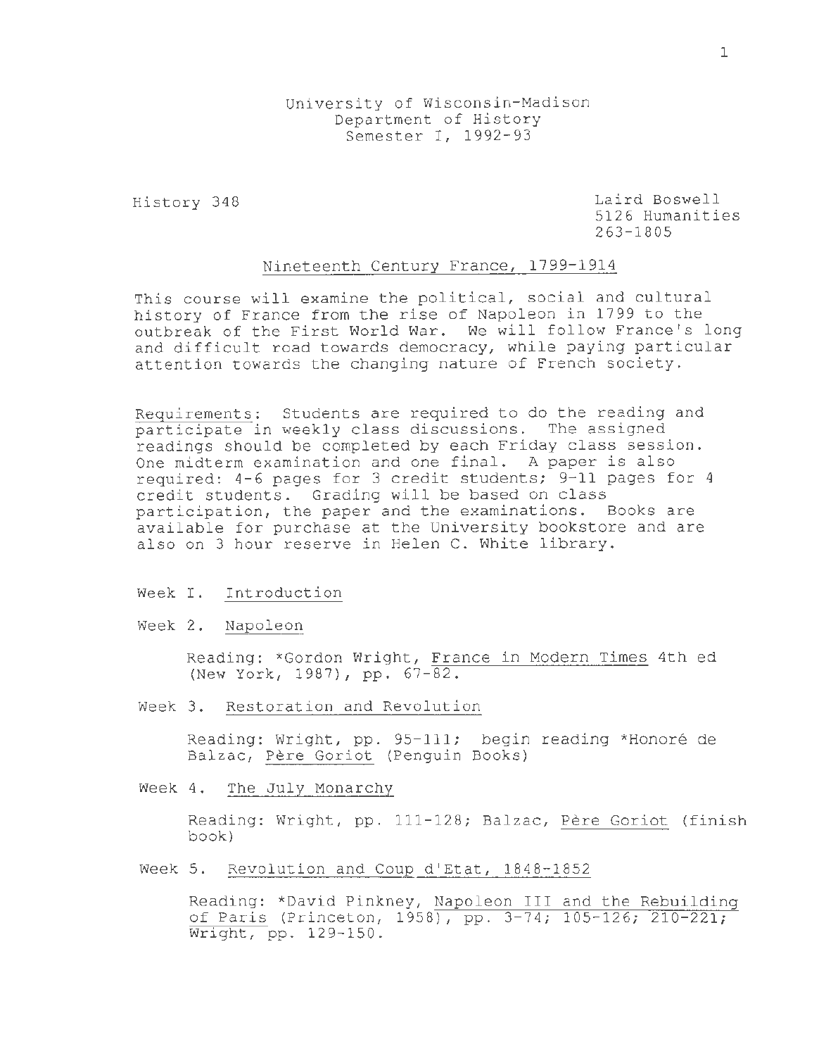University of Wisconsin-Madison
Department of History
Semester I, 1992-93

History 348

Laird Boswell
5126 Humanities
263-1805

# Nineteenth Century France, 1799-1914

This course will examine the political, social and cultural history of France from the rise of Napoleon in 1799 to the outbreak of the First World War. We will follow France's long and difficult road towards democracy, while paying particular attention towards the changing nature of French society.

Requirements: Students are required to do the reading and participate in weekly class discussions. The assigned readings should be completed by each Friday class session. One midterm examination and one final. A paper is also required: 4-6 pages for 3 credit students; 9-11 pages for 4 credit students. Grading will be based on class participation, the paper and the examinations. Books are available for purchase at the University bookstore and are also on 3 hour reserve in Helen C. White library.

Week I. Introduction

Week 2. Napoleon

Reading: *Gordon Wright, France in Modern Times 4th ed (New York, 1987), pp. 67-82.

Week 3. Restoration and Revolution

Reading: Wright, pp. 95-111; begin reading *Honoré de Balzac, Père Goriot (Penguin Books)

Week 4. The July Monarchy

Reading: Wright, pp. 111-128; Balzac, Père Goriot (finish book)

Week 5. Revolution and Coup d'Etat, 1848-1852

Reading: *David Pinkney, Napoleon III and the Rebuilding of Paris (Princeton, 1958), pp. 3-74; 105-126; 210-221; Wright, pp. 129-150.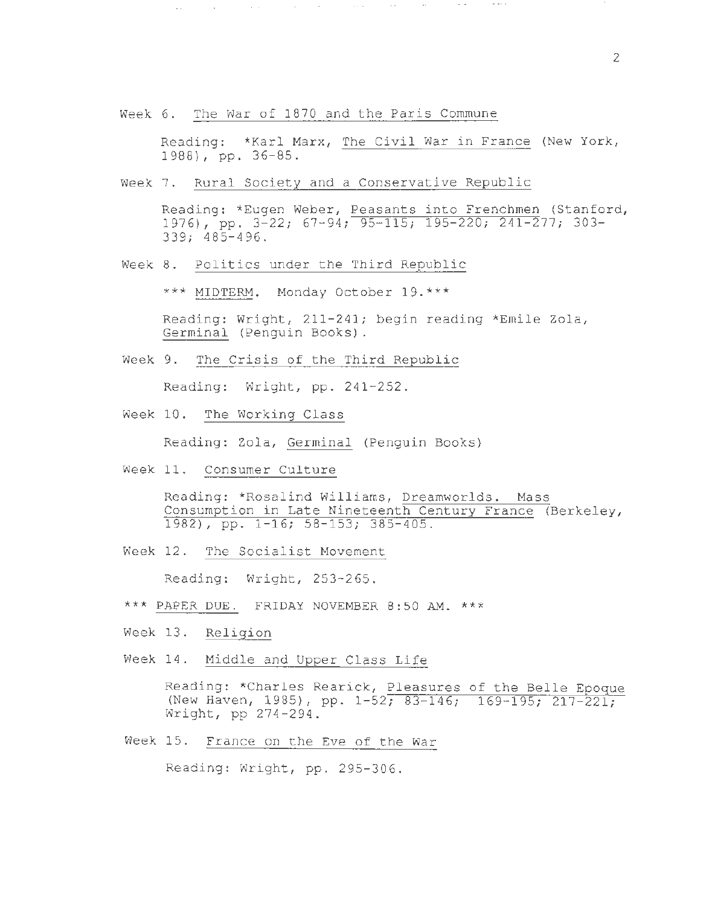Week 6. The War of 1870 and the Paris Commune

Reading: *Karl Marx, The Civil War in France (New York, 1988), pp. 36-85.

Week 7. Rural Society and a Conservative Republic

Reading: *Eugen Weber, Peasants into Frenchmen (Stanford, 1976), pp. 3-22; 67-94; 95-115; 195-220; 241-277; 303-339; 485-496.

Week 8. Politics under the Third Republic

*** MIDTERM. Monday October 19.***

Reading: Wright, 211-241; begin reading *Emile Zola, Germinal (Penguin Books).

Week 9. The Crisis of the Third Republic

Reading: Wright, pp. 241-252.

Week 10. The Working Class

Reading: Zola, Germinal (Penguin Books)

Week 11. Consumer Culture

Reading: *Rosalind Williams, Dreamworlds. Mass Consumption in Late Nineteenth Century France (Berkeley, 1982), pp. 1-16; 58-153; 385-405.

Week 12. The Socialist Movement

Reading: Wright, 253-265.

*** PAPER DUE. FRIDAY NOVEMBER 8:50 AM. ***

Week 13. Religion

Week 14. Middle and Upper Class Life

Reading: *Charles Rearick, Pleasures of the Belle Epoque (New Haven, 1985), pp. 1-52; 83-146; 169-195; 217-221; Wright, pp 274-294.

Week 15. France on the Eve of the War

Reading: Wright, pp. 295-306.